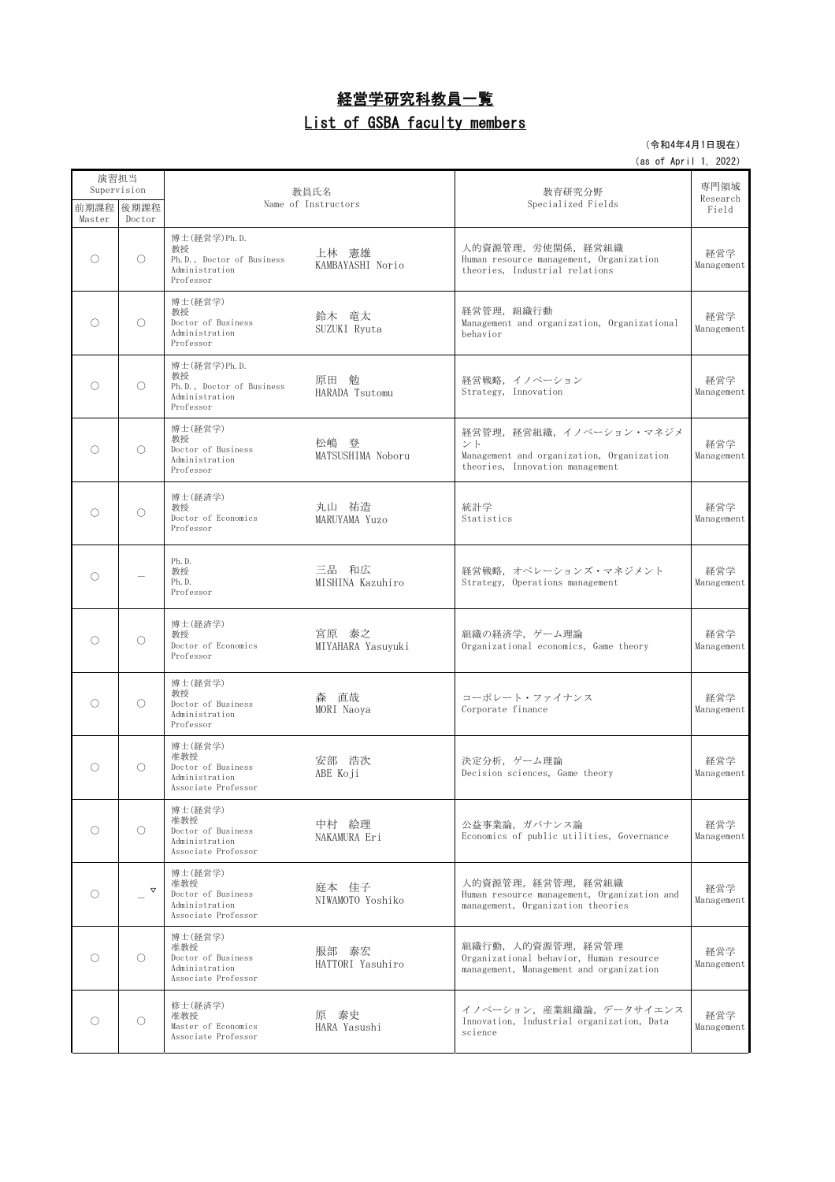# 経営学研究科教員一覧

## List of GSBA faculty members

（令和4年4月1日現在）
(as of April 1, 2022)

| 演習担当 Supervision | | 教員氏名 Name of Instructors | | 教育研究分野 Specialized Fields | 専門領域 Research Field |
|---|---|---|---|---|---|
| 前期課程 Master | 後期課程 Doctor | | | | |
| ○ | ○ | 博士(経営学)Ph.D. 教授 Ph.D., Doctor of Business Administration Professor | 上林　憲雄 KAMBAYASHI Norio | 人的資源管理，労使関係，経営組織 Human resource management, Organization theories, Industrial relations | 経営学 Management |
| ○ | ○ | 博士(経営学) 教授 Doctor of Business Administration Professor | 鈴木　竜太 SUZUKI Ryuta | 経営管理，組織行動 Management and organization, Organizational behavior | 経営学 Management |
| ○ | ○ | 博士(経営学)Ph.D. 教授 Ph.D., Doctor of Business Administration Professor | 原田　勉 HARADA Tsutomu | 経営戦略，イノベーション Strategy, Innovation | 経営学 Management |
| ○ | ○ | 博士(経営学) 教授 Doctor of Business Administration Professor | 松嶋　登 MATSUSHIMA Noboru | 経営管理，経営組織，イノベーション・マネジメント Management and organization, Organization theories, Innovation management | 経営学 Management |
| ○ | ○ | 博士(経済学) 教授 Doctor of Economics Professor | 丸山　祐造 MARUYAMA Yuzo | 統計学 Statistics | 経営学 Management |
| ○ | — | Ph.D. 教授 Ph.D. Professor | 三品　和広 MISHINA Kazuhiro | 経営戦略，オペレーションズ・マネジメント Strategy, Operations management | 経営学 Management |
| ○ | ○ | 博士(経済学) 教授 Doctor of Economics Professor | 宮原　泰之 MIYAHARA Yasuyuki | 組織の経済学，ゲーム理論 Organizational economics, Game theory | 経営学 Management |
| ○ | ○ | 博士(経営学) 教授 Doctor of Business Administration Professor | 森　直哉 MORI Naoya | コーポレート・ファイナンス Corporate finance | 経営学 Management |
| ○ | ○ | 博士(経営学) 准教授 Doctor of Business Administration Associate Professor | 安部　浩次 ABE Koji | 決定分析，ゲーム理論 Decision sciences, Game theory | 経営学 Management |
| ○ | ○ | 博士(経営学) 准教授 Doctor of Business Administration Associate Professor | 中村　絵理 NAKAMURA Eri | 公益事業論，ガバナンス論 Economics of public utilities, Governance | 経営学 Management |
| ○ | —▽ | 博士(経営学) 准教授 Doctor of Business Administration Associate Professor | 庭本　佳子 NIWAMOTO Yoshiko | 人的資源管理，経営管理，経営組織 Human resource management, Organization and management, Organization theories | 経営学 Management |
| ○ | ○ | 博士(経営学) 准教授 Doctor of Business Administration Associate Professor | 服部　泰宏 HATTORI Yasuhiro | 組織行動，人的資源管理，経営管理 Organizational behavior, Human resource management, Management and organization | 経営学 Management |
| ○ | ○ | 修士(経済学) 准教授 Master of Economics Associate Professor | 原　泰史 HARA Yasushi | イノベーション，産業組織論，データサイエンス Innovation, Industrial organization, Data science | 経営学 Management |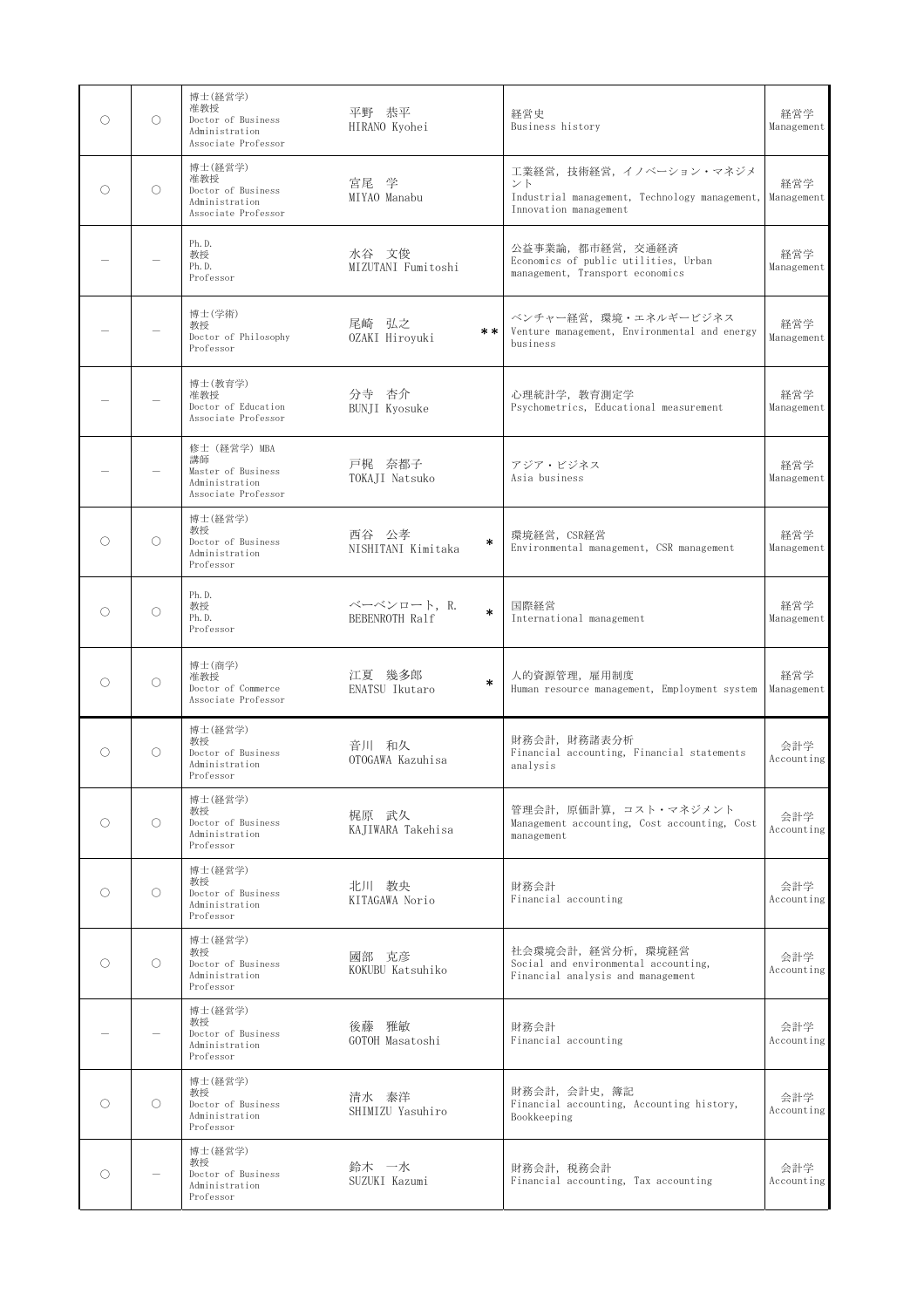| | | | | | |
|---|---|---|---|---|---|
| ○ | ○ | 博士(経営学)<br>准教授<br>Doctor of Business Administration<br>Associate Professor | 平野　恭平<br>HIRANO Kyohei | 経営史<br>Business history | 経営学<br>Management |
| ○ | ○ | 博士(経営学)<br>准教授<br>Doctor of Business Administration<br>Associate Professor | 宮尾　学<br>MIYAO Manabu | 工業経営，技術経営，イノベーション・マネジメント<br>Industrial management, Technology management, Innovation management | 経営学<br>Management |
| ― | ― | Ph.D.<br>教授<br>Ph.D.<br>Professor | 水谷　文俊<br>MIZUTANI Fumitoshi | 公益事業論，都市経営，交通経済<br>Economics of public utilities, Urban management, Transport economics | 経営学<br>Management |
| ― | ― | 博士(学術)<br>教授<br>Doctor of Philosophy<br>Professor | 尾崎　弘之<br>OZAKI Hiroyuki　＊＊ | ベンチャー経営，環境・エネルギービジネス<br>Venture management, Environmental and energy business | 経営学<br>Management |
| ― | ― | 博士(教育学)<br>准教授<br>Doctor of Education<br>Associate Professor | 分寺　杏介<br>BUNJI Kyosuke | 心理統計学，教育測定学<br>Psychometrics, Educational measurement | 経営学<br>Management |
| ― | ― | 修士 (経営学) MBA<br>講師<br>Master of Business Administration<br>Associate Professor | 戸梶　奈都子<br>TOKAJI Natsuko | アジア・ビジネス<br>Asia business | 経営学<br>Management |
| ○ | ○ | 博士(経営学)<br>教授<br>Doctor of Business Administration<br>Professor | 西谷　公孝<br>NISHITANI Kimitaka　＊ | 環境経営，CSR経営<br>Environmental management, CSR management | 経営学<br>Management |
| ○ | ○ | Ph.D.<br>教授<br>Ph.D.<br>Professor | ベーベンロート，R.<br>BEBENROTH Ralf　＊ | 国際経営<br>International management | 経営学<br>Management |
| ○ | ○ | 博士(商学)<br>准教授<br>Doctor of Commerce<br>Associate Professor | 江夏　幾多郎<br>ENATSU Ikutaro　＊ | 人的資源管理，雇用制度<br>Human resource management, Employment system | 経営学<br>Management |
| ○ | ○ | 博士(経営学)<br>教授<br>Doctor of Business Administration<br>Professor | 音川　和久<br>OTOGAWA Kazuhisa | 財務会計，財務諸表分析<br>Financial accounting, Financial statements analysis | 会計学<br>Accounting |
| ○ | ○ | 博士(経営学)<br>教授<br>Doctor of Business Administration<br>Professor | 梶原　武久<br>KAJIWARA Takehisa | 管理会計，原価計算，コスト・マネジメント<br>Management accounting, Cost accounting, Cost management | 会計学<br>Accounting |
| ○ | ○ | 博士(経営学)<br>教授<br>Doctor of Business Administration<br>Professor | 北川　教央<br>KITAGAWA Norio | 財務会計<br>Financial accounting | 会計学<br>Accounting |
| ○ | ○ | 博士(経営学)<br>教授<br>Doctor of Business Administration<br>Professor | 國部　克彦<br>KOKUBU Katsuhiko | 社会環境会計，経営分析，環境経営<br>Social and environmental accounting, Financial analysis and management | 会計学<br>Accounting |
| ― | ― | 博士(経営学)<br>教授<br>Doctor of Business Administration<br>Professor | 後藤　雅敏<br>GOTOH Masatoshi | 財務会計<br>Financial accounting | 会計学<br>Accounting |
| ○ | ○ | 博士(経営学)<br>教授<br>Doctor of Business Administration<br>Professor | 清水　泰洋<br>SHIMIZU Yasuhiro | 財務会計，会計史，簿記<br>Financial accounting, Accounting history, Bookkeeping | 会計学<br>Accounting |
| ○ | ― | 博士(経営学)<br>教授<br>Doctor of Business Administration<br>Professor | 鈴木　一水<br>SUZUKI Kazumi | 財務会計，税務会計<br>Financial accounting, Tax accounting | 会計学<br>Accounting |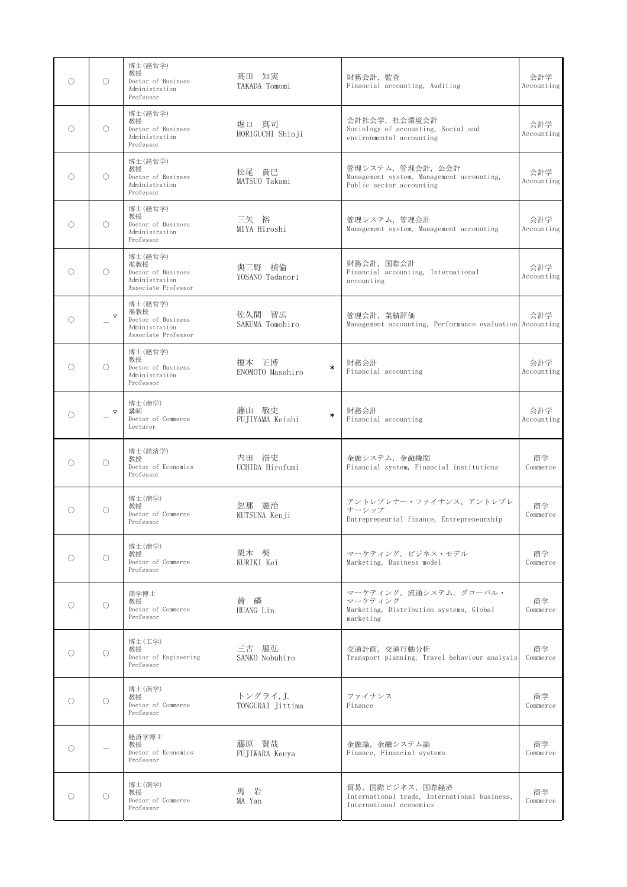| | | | | | |
|---|---|---|---|---|---|
| ○ | ○ | 博士(経営学)<br>教授<br>Doctor of Business Administration<br>Professor | 髙田　知実<br>TAKADA Tomomi | 財務会計，監査<br>Financial accounting, Auditing | 会計学<br>Accounting |
| ○ | ○ | 博士(経営学)<br>教授<br>Doctor of Business Administration<br>Professor | 堀口　真司<br>HORIGUCHI Shinji | 会計社会学，社会環境会計<br>Sociology of accounting, Social and environmental accounting | 会計学<br>Accounting |
| ○ | ○ | 博士(経営学)<br>教授<br>Doctor of Business Administration<br>Professor | 松尾　貴巳<br>MATSUO Takami | 管理システム，管理会計，公会計<br>Management system, Management accounting, Public sector accounting | 会計学<br>Accounting |
| ○ | ○ | 博士(経営学)<br>教授<br>Doctor of Business Administration<br>Professor | 三矢　裕<br>MIYA Hiroshi | 管理システム，管理会計<br>Management system, Management accounting | 会計学<br>Accounting |
| ○ | ○ | 博士(経営学)<br>准教授<br>Doctor of Business Administration<br>Associate Professor | 與三野　禎倫<br>YOSANO Tadanori | 財務会計，国際会計<br>Financial accounting, International accounting | 会計学<br>Accounting |
| ○ | — ▽ | 博士(経営学)<br>准教授<br>Doctor of Business Administration<br>Associate Professor | 佐久間　智広<br>SAKUMA Tomohiro | 管理会計，業績評価<br>Management accounting, Performance evaluation | 会計学<br>Accounting |
| ○ | ○ | 博士(経営学)<br>教授<br>Doctor of Business Administration<br>Professor | 榎本　正博<br>ENOMOTO Masahiro　* | 財務会計<br>Financial accounting | 会計学<br>Accounting |
| ○ | — ▽ | 博士(商学)<br>講師<br>Doctor of Commerce<br>Lecturer | 藤山　敬史<br>FUJIYAMA Keishi　* | 財務会計<br>Financial accounting | 会計学<br>Accounting |
| ○ | ○ | 博士(経済学)<br>教授<br>Doctor of Economics<br>Professor | 内田　浩史<br>UCHIDA Hirofumi | 金融システム，金融機関<br>Financial system, Financial institutions | 商学<br>Commerce |
| ○ | ○ | 博士(商学)<br>教授<br>Doctor of Commerce<br>Professor | 忽那　憲治<br>KUTSUNA Kenji | アントレプレナー・ファイナンス，アントレプレナーシップ<br>Entrepreneurial finance, Entrepreneurship | 商学<br>Commerce |
| ○ | ○ | 博士(商学)<br>教授<br>Doctor of Commerce<br>Professor | 栗木　契<br>KURIKI Kei | マーケティング，ビジネス・モデル<br>Marketing, Business model | 商学<br>Commerce |
| ○ | ○ | 商学博士<br>教授<br>Doctor of Commerce<br>Professor | 黄　磷<br>HUANG Lin | マーケティング，流通システム，グローバル・マーケティング<br>Marketing, Distribution systems, Global marketing | 商学<br>Commerce |
| ○ | ○ | 博士(工学)<br>教授<br>Doctor of Engineering<br>Professor | 三古　展弘<br>SANKO Nobuhiro | 交通計画，交通行動分析<br>Transport planning, Travel behaviour analysis | 商学<br>Commerce |
| ○ | ○ | 博士(商学)<br>教授<br>Doctor of Commerce<br>Professor | トングライ,J.<br>TONGURAI Jittima | ファイナンス<br>Finance | 商学<br>Commerce |
| ○ | — | 経済学博士<br>教授<br>Doctor of Economics<br>Professor | 藤原　賢哉<br>FUJIWARA Kenya | 金融論，金融システム論<br>Finance, Financial systems | 商学<br>Commerce |
| ○ | ○ | 博士(商学)<br>教授<br>Doctor of Commerce<br>Professor | 馬　岩<br>MA Yan | 貿易，国際ビジネス，国際経済<br>International trade, International business, International economics | 商学<br>Commerce |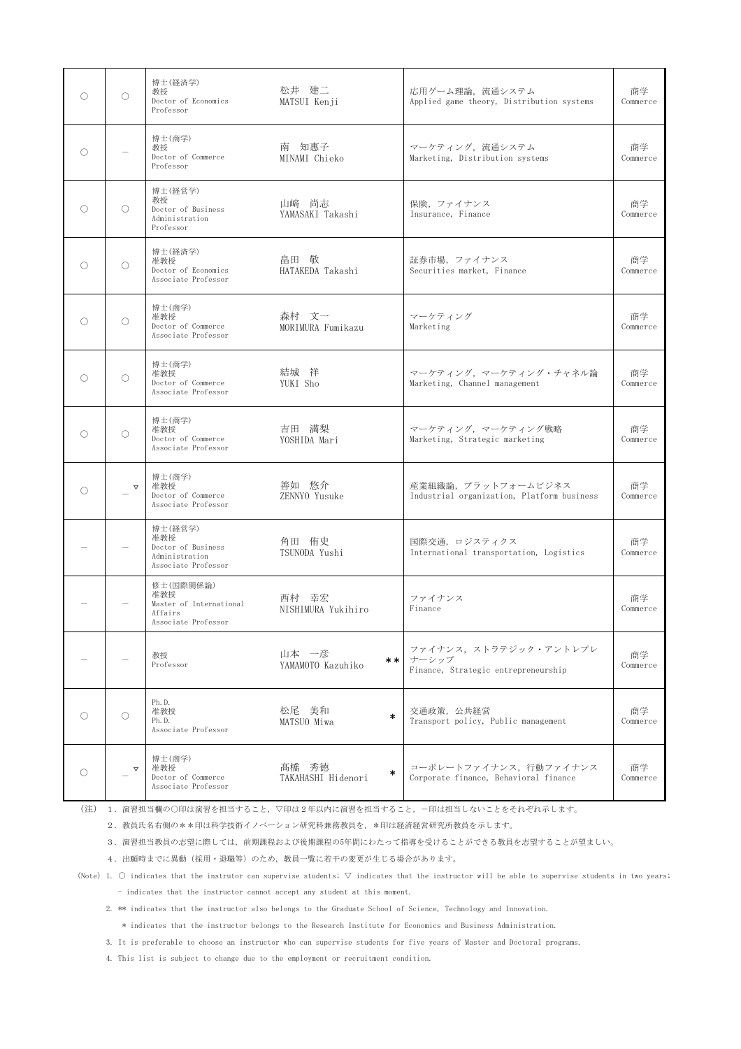| | | | | | |
|---|---|---|---|---|---|
| ○ | ○ | 博士(経済学)<br>教授<br>Doctor of Economics<br>Professor | 松井　建二<br>MATSUI Kenji | 応用ゲーム理論，流通システム<br>Applied game theory, Distribution systems | 商学<br>Commerce |
| ○ | — | 博士(商学)<br>教授<br>Doctor of Commerce<br>Professor | 南　知惠子<br>MINAMI Chieko | マーケティング，流通システム<br>Marketing, Distribution systems | 商学<br>Commerce |
| ○ | ○ | 博士(経営学)<br>教授<br>Doctor of Business Administration<br>Professor | 山﨑　尚志<br>YAMASAKI Takashi | 保険，ファイナンス<br>Insurance, Finance | 商学<br>Commerce |
| ○ | ○ | 博士(経済学)<br>准教授<br>Doctor of Economics<br>Associate Professor | 畠田　敬<br>HATAKEDA Takashi | 証券市場，ファイナンス<br>Securities market, Finance | 商学<br>Commerce |
| ○ | ○ | 博士(商学)<br>准教授<br>Doctor of Commerce<br>Associate Professor | 森村　文一<br>MORIMURA Fumikazu | マーケティング<br>Marketing | 商学<br>Commerce |
| ○ | ○ | 博士(商学)<br>准教授<br>Doctor of Commerce<br>Associate Professor | 結城　祥<br>YUKI Sho | マーケティング，マーケティング・チャネル論<br>Marketing, Channel management | 商学<br>Commerce |
| ○ | ○ | 博士(商学)<br>准教授<br>Doctor of Commerce<br>Associate Professor | 吉田　満梨<br>YOSHIDA Mari | マーケティング，マーケティング戦略<br>Marketing, Strategic marketing | 商学<br>Commerce |
| ○ | —▽ | 博士(商学)<br>准教授<br>Doctor of Commerce<br>Associate Professor | 善如　悠介<br>ZENNYO Yusuke | 産業組織論，プラットフォームビジネス<br>Industrial organization, Platform business | 商学<br>Commerce |
| — | — | 博士(経営学)<br>准教授<br>Doctor of Business Administration<br>Associate Professor | 角田　侑史<br>TSUNODA Yushi | 国際交通，ロジスティクス<br>International transportation, Logistics | 商学<br>Commerce |
| — | — | 修士(国際関係論)<br>准教授<br>Master of International Affairs<br>Associate Professor | 西村　幸宏<br>NISHIMURA Yukihiro | ファイナンス<br>Finance | 商学<br>Commerce |
| — | — | 教授<br>Professor | 山本　一彦<br>YAMAMOTO Kazuhiko　＊＊ | ファイナンス，ストラテジック・アントレプレナーシップ<br>Finance, Strategic entrepreneurship | 商学<br>Commerce |
| ○ | ○ | Ph.D.<br>准教授<br>Ph.D.<br>Associate Professor | 松尾　美和<br>MATSUO Miwa　＊ | 交通政策，公共経営<br>Transport policy, Public management | 商学<br>Commerce |
| ○ | —▽ | 博士(商学)<br>准教授<br>Doctor of Commerce<br>Associate Professor | 髙橋　秀徳<br>TAKAHASHI Hidenori　＊ | コーポレートファイナンス，行動ファイナンス<br>Corporate finance, Behavioral finance | 商学<br>Commerce |

（注）１．演習担当欄の○印は演習を担当すること，▽印は２年以内に演習を担当すること，－印は担当しないことをそれぞれ示します。

２．教員氏名右側の＊＊印は科学技術イノベーション研究科兼務教員を，＊印は経済経営研究所教員を示します。

３．演習担当教員の志望に際しては，前期課程および後期課程の5年間にわたって指導を受けることができる教員を志望することが望ましい。

４．出願時までに異動（採用・退職等）のため，教員一覧に若干の変更が生じる場合があります。

(Note) 1. ○ indicates that the instrutor can supervise students; ▽ indicates that the instructor will be able to supervise students in two years; - indicates that the instructor cannot accept any student at this moment.

2. ** indicates that the instructor also belongs to the Graduate School of Science, Technology and Innovation.

\* indicates that the instructor belongs to the Research Institute for Economics and Business Administration.

3. It is preferable to choose an instructor who can supervise students for five years of Master and Doctoral programs.

4. This list is subject to change due to the employment or recruitment condition.